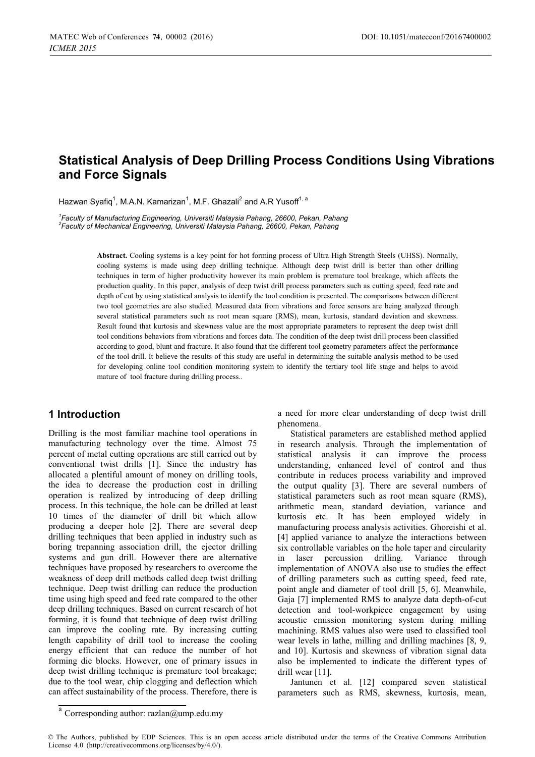# Statistical Analysis of Deep Drilling Process Conditions Using Vibrations and Force Signals

Hazwan Syafiq[1], M.A.N. Kamarizan[1], M.F. Ghazali[2] and A.R Yusoff[1, a]

[1]*Faculty of Manufacturing Engineering, Universiti Malaysia Pahang, 26600, Pekan, Pahang*
[2]*Faculty of Mechanical Engineering, Universiti Malaysia Pahang, 26600, Pekan, Pahang*

**Abstract.** Cooling systems is a key point for hot forming process of Ultra High Strength Steels (UHSS). Normally, cooling systems is made using deep drilling technique. Although deep twist drill is better than other drilling techniques in term of higher productivity however its main problem is premature tool breakage, which affects the production quality. In this paper, analysis of deep twist drill process parameters such as cutting speed, feed rate and depth of cut by using statistical analysis to identify the tool condition is presented. The comparisons between different two tool geometries are also studied. Measured data from vibrations and force sensors are being analyzed through several statistical parameters such as root mean square (RMS), mean, kurtosis, standard deviation and skewness. Result found that kurtosis and skewness value are the most appropriate parameters to represent the deep twist drill tool conditions behaviors from vibrations and forces data. The condition of the deep twist drill process been classified according to good, blunt and fracture. It also found that the different tool geometry parameters affect the performance of the tool drill. It believe the results of this study are useful in determining the suitable analysis method to be used for developing online tool condition monitoring system to identify the tertiary tool life stage and helps to avoid mature of tool fracture during drilling process..

## 1 Introduction

Drilling is the most familiar machine tool operations in manufacturing technology over the time. Almost 75 percent of metal cutting operations are still carried out by conventional twist drills [1]. Since the industry has allocated a plentiful amount of money on drilling tools, the idea to decrease the production cost in drilling operation is realized by introducing of deep drilling process. In this technique, the hole can be drilled at least 10 times of the diameter of drill bit which allow producing a deeper hole [2]. There are several deep drilling techniques that been applied in industry such as boring trepanning association drill, the ejector drilling systems and gun drill. However there are alternative techniques have proposed by researchers to overcome the weakness of deep drill methods called deep twist drilling technique. Deep twist drilling can reduce the production time using high speed and feed rate compared to the other deep drilling techniques. Based on current research of hot forming, it is found that technique of deep twist drilling can improve the cooling rate. By increasing cutting length capability of drill tool to increase the cooling energy efficient that can reduce the number of hot forming die blocks. However, one of primary issues in deep twist drilling technique is premature tool breakage; due to the tool wear, chip clogging and deflection which can affect sustainability of the process. Therefore, there is a need for more clear understanding of deep twist drill phenomena.

Statistical parameters are established method applied in research analysis. Through the implementation of statistical analysis it can improve the process understanding, enhanced level of control and thus contribute in reduces process variability and improved the output quality [3]. There are several numbers of statistical parameters such as root mean square (RMS), arithmetic mean, standard deviation, variance and kurtosis etc. It has been employed widely in manufacturing process analysis activities. Ghoreishi et al. [4] applied variance to analyze the interactions between six controllable variables on the hole taper and circularity in laser percussion drilling. Variance through implementation of ANOVA also use to studies the effect of drilling parameters such as cutting speed, feed rate, point angle and diameter of tool drill [5, 6]. Meanwhile, Gaja [7] implemented RMS to analyze data depth-of-cut detection and tool-workpiece engagement by using acoustic emission monitoring system during milling machining. RMS values also were used to classified tool wear levels in lathe, milling and drilling machines [8, 9, and 10]. Kurtosis and skewness of vibration signal data also be implemented to indicate the different types of drill wear [11].

Jantunen et al. [12] compared seven statistical parameters such as RMS, skewness, kurtosis, mean,

[a] Corresponding author: razlan@ump.edu.my

© The Authors, published by EDP Sciences. This is an open access article distributed under the terms of the Creative Commons Attribution License 4.0 (http://creativecommons.org/licenses/by/4.0/).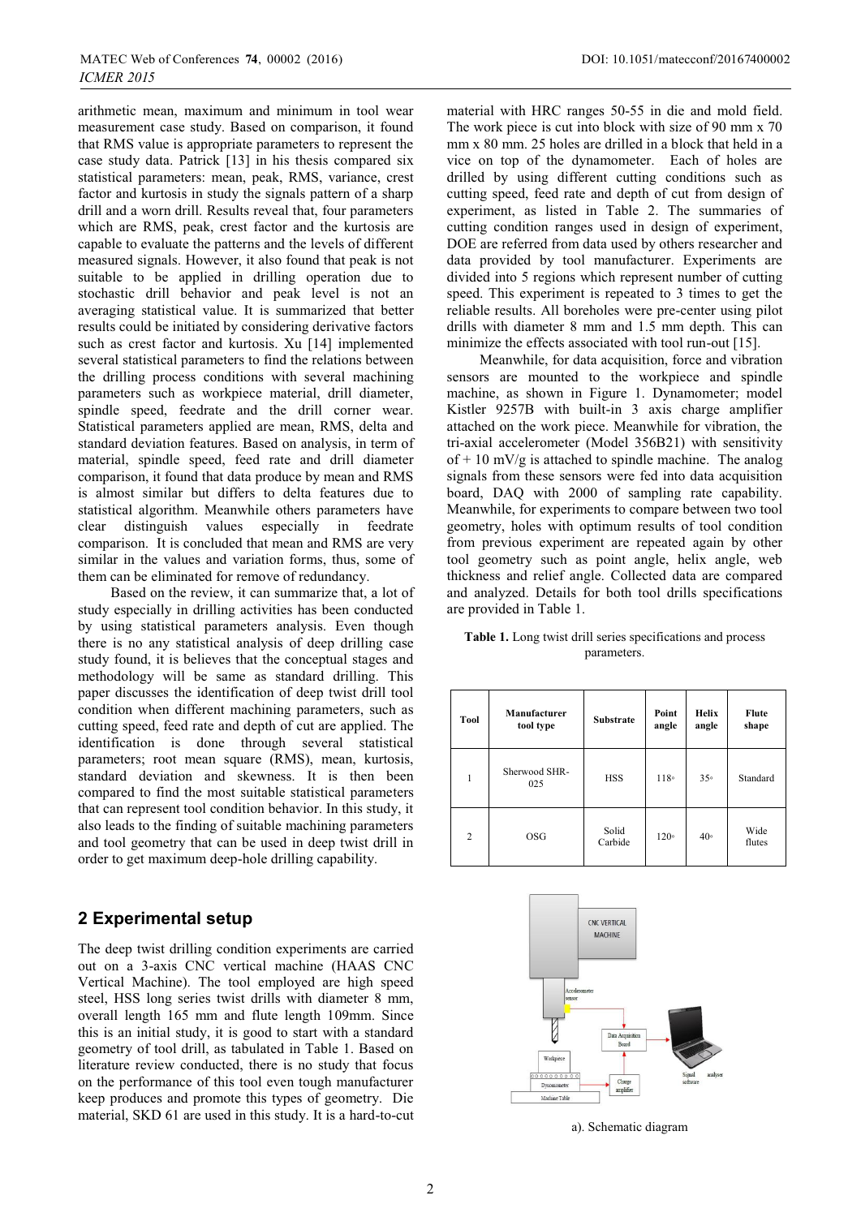arithmetic mean, maximum and minimum in tool wear measurement case study. Based on comparison, it found that RMS value is appropriate parameters to represent the case study data. Patrick [13] in his thesis compared six statistical parameters: mean, peak, RMS, variance, crest factor and kurtosis in study the signals pattern of a sharp drill and a worn drill. Results reveal that, four parameters which are RMS, peak, crest factor and the kurtosis are capable to evaluate the patterns and the levels of different measured signals. However, it also found that peak is not suitable to be applied in drilling operation due to stochastic drill behavior and peak level is not an averaging statistical value. It is summarized that better results could be initiated by considering derivative factors such as crest factor and kurtosis. Xu [14] implemented several statistical parameters to find the relations between the drilling process conditions with several machining parameters such as workpiece material, drill diameter, spindle speed, feedrate and the drill corner wear. Statistical parameters applied are mean, RMS, delta and standard deviation features. Based on analysis, in term of material, spindle speed, feed rate and drill diameter comparison, it found that data produce by mean and RMS is almost similar but differs to delta features due to statistical algorithm. Meanwhile others parameters have clear distinguish values especially in feedrate comparison. It is concluded that mean and RMS are very similar in the values and variation forms, thus, some of them can be eliminated for remove of redundancy.

Based on the review, it can summarize that, a lot of study especially in drilling activities has been conducted by using statistical parameters analysis. Even though there is no any statistical analysis of deep drilling case study found, it is believes that the conceptual stages and methodology will be same as standard drilling. This paper discusses the identification of deep twist drill tool condition when different machining parameters, such as cutting speed, feed rate and depth of cut are applied. The identification is done through several statistical parameters; root mean square (RMS), mean, kurtosis, standard deviation and skewness. It is then been compared to find the most suitable statistical parameters that can represent tool condition behavior. In this study, it also leads to the finding of suitable machining parameters and tool geometry that can be used in deep twist drill in order to get maximum deep-hole drilling capability.

## 2 Experimental setup

The deep twist drilling condition experiments are carried out on a 3-axis CNC vertical machine (HAAS CNC Vertical Machine). The tool employed are high speed steel, HSS long series twist drills with diameter 8 mm, overall length 165 mm and flute length 109mm. Since this is an initial study, it is good to start with a standard geometry of tool drill, as tabulated in Table 1. Based on literature review conducted, there is no study that focus on the performance of this tool even tough manufacturer keep produces and promote this types of geometry. Die material, SKD 61 are used in this study. It is a hard-to-cut material with HRC ranges 50-55 in die and mold field. The work piece is cut into block with size of 90 mm x 70 mm x 80 mm. 25 holes are drilled in a block that held in a vice on top of the dynamometer. Each of holes are drilled by using different cutting conditions such as cutting speed, feed rate and depth of cut from design of experiment, as listed in Table 2. The summaries of cutting condition ranges used in design of experiment, DOE are referred from data used by others researcher and data provided by tool manufacturer. Experiments are divided into 5 regions which represent number of cutting speed. This experiment is repeated to 3 times to get the reliable results. All boreholes were pre-center using pilot drills with diameter 8 mm and 1.5 mm depth. This can minimize the effects associated with tool run-out [15].

Meanwhile, for data acquisition, force and vibration sensors are mounted to the workpiece and spindle machine, as shown in Figure 1. Dynamometer; model Kistler 9257B with built-in 3 axis charge amplifier attached on the work piece. Meanwhile for vibration, the tri-axial accelerometer (Model 356B21) with sensitivity of + 10 mV/g is attached to spindle machine. The analog signals from these sensors were fed into data acquisition board, DAQ with 2000 of sampling rate capability. Meanwhile, for experiments to compare between two tool geometry, holes with optimum results of tool condition from previous experiment are repeated again by other tool geometry such as point angle, helix angle, web thickness and relief angle. Collected data are compared and analyzed. Details for both tool drills specifications are provided in Table 1.

**Table 1.** Long twist drill series specifications and process parameters.

| Tool | Manufacturer tool type | Substrate | Point angle | Helix angle | Flute shape |
|---|---|---|---|---|---|
| 1 | Sherwood SHR-025 | HSS | 118° | 35° | Standard |
| 2 | OSG | Solid Carbide | 120° | 40° | Wide flutes |

a). Schematic diagram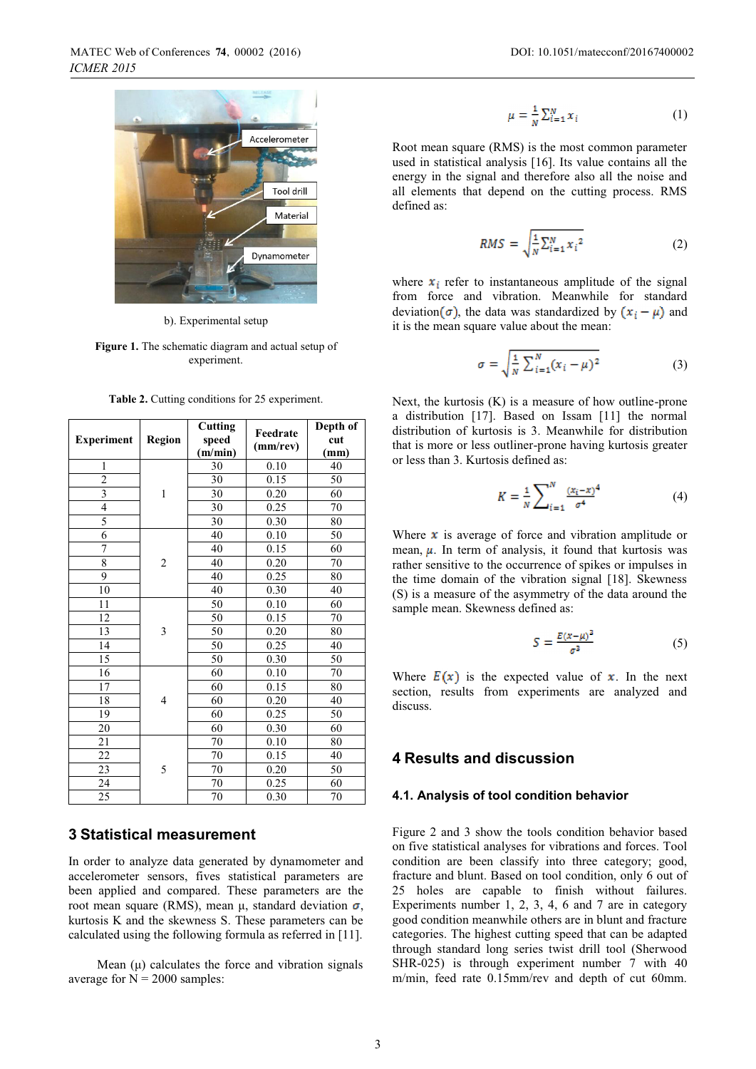b). Experimental setup

**Figure 1.** The schematic diagram and actual setup of experiment.

**Table 2.** Cutting conditions for 25 experiment.

| Experiment | Region | Cutting speed (m/min) | Feedrate (mm/rev) | Depth of cut (mm) |
|---|---|---|---|---|
| 1 | 1 | 30 | 0.10 | 40 |
| 2 | | 30 | 0.15 | 50 |
| 3 | | 30 | 0.20 | 60 |
| 4 | | 30 | 0.25 | 70 |
| 5 | | 30 | 0.30 | 80 |
| 6 | 2 | 40 | 0.10 | 50 |
| 7 | | 40 | 0.15 | 60 |
| 8 | | 40 | 0.20 | 70 |
| 9 | | 40 | 0.25 | 80 |
| 10 | | 40 | 0.30 | 40 |
| 11 | 3 | 50 | 0.10 | 60 |
| 12 | | 50 | 0.15 | 70 |
| 13 | | 50 | 0.20 | 80 |
| 14 | | 50 | 0.25 | 40 |
| 15 | | 50 | 0.30 | 50 |
| 16 | 4 | 60 | 0.10 | 70 |
| 17 | | 60 | 0.15 | 80 |
| 18 | | 60 | 0.20 | 40 |
| 19 | | 60 | 0.25 | 50 |
| 20 | | 60 | 0.30 | 60 |
| 21 | 5 | 70 | 0.10 | 80 |
| 22 | | 70 | 0.15 | 40 |
| 23 | | 70 | 0.20 | 50 |
| 24 | | 70 | 0.25 | 60 |
| 25 | | 70 | 0.30 | 70 |

## 3 Statistical measurement

In order to analyze data generated by dynamometer and accelerometer sensors, fives statistical parameters are been applied and compared. These parameters are the root mean square (RMS), mean μ, standard deviation $\sigma$, kurtosis K and the skewness S. These parameters can be calculated using the following formula as referred in [11].

Mean (μ) calculates the force and vibration signals average for N = 2000 samples:

$$\mu = \frac{1}{N}\sum_{i=1}^{N} x_i \tag{1}$$

Root mean square (RMS) is the most common parameter used in statistical analysis [16]. Its value contains all the energy in the signal and therefore also all the noise and all elements that depend on the cutting process. RMS defined as:

$$RMS = \sqrt{\frac{1}{N}\sum_{i=1}^{N} x_i^{\,2}} \tag{2}$$

where $x_i$ refer to instantaneous amplitude of the signal from force and vibration. Meanwhile for standard deviation($\sigma$), the data was standardized by $(x_i - \mu)$ and it is the mean square value about the mean:

$$\sigma = \sqrt{\frac{1}{N}\sum_{i=1}^{N}(x_i - \mu)^2} \tag{3}$$

Next, the kurtosis (K) is a measure of how outline-prone a distribution [17]. Based on Issam [11] the normal distribution of kurtosis is 3. Meanwhile for distribution that is more or less outliner-prone having kurtosis greater or less than 3. Kurtosis defined as:

$$K = \frac{1}{N}\sum_{i=1}^{N}\frac{(x_i - \bar{x})^4}{\sigma^4} \tag{4}$$

Where $\bar{x}$ is average of force and vibration amplitude or mean, $\mu$. In term of analysis, it found that kurtosis was rather sensitive to the occurrence of spikes or impulses in the time domain of the vibration signal [18]. Skewness (S) is a measure of the asymmetry of the data around the sample mean. Skewness defined as:

$$S = \frac{E(x-\mu)^3}{\sigma^3} \tag{5}$$

Where $E(x)$ is the expected value of $x$. In the next section, results from experiments are analyzed and discuss.

## 4 Results and discussion

### 4.1. Analysis of tool condition behavior

Figure 2 and 3 show the tools condition behavior based on five statistical analyses for vibrations and forces. Tool condition are been classify into three category; good, fracture and blunt. Based on tool condition, only 6 out of 25 holes are capable to finish without failures. Experiments number 1, 2, 3, 4, 6 and 7 are in category good condition meanwhile others are in blunt and fracture categories. The highest cutting speed that can be adapted through standard long series twist drill tool (Sherwood SHR-025) is through experiment number 7 with 40 m/min, feed rate 0.15mm/rev and depth of cut 60mm.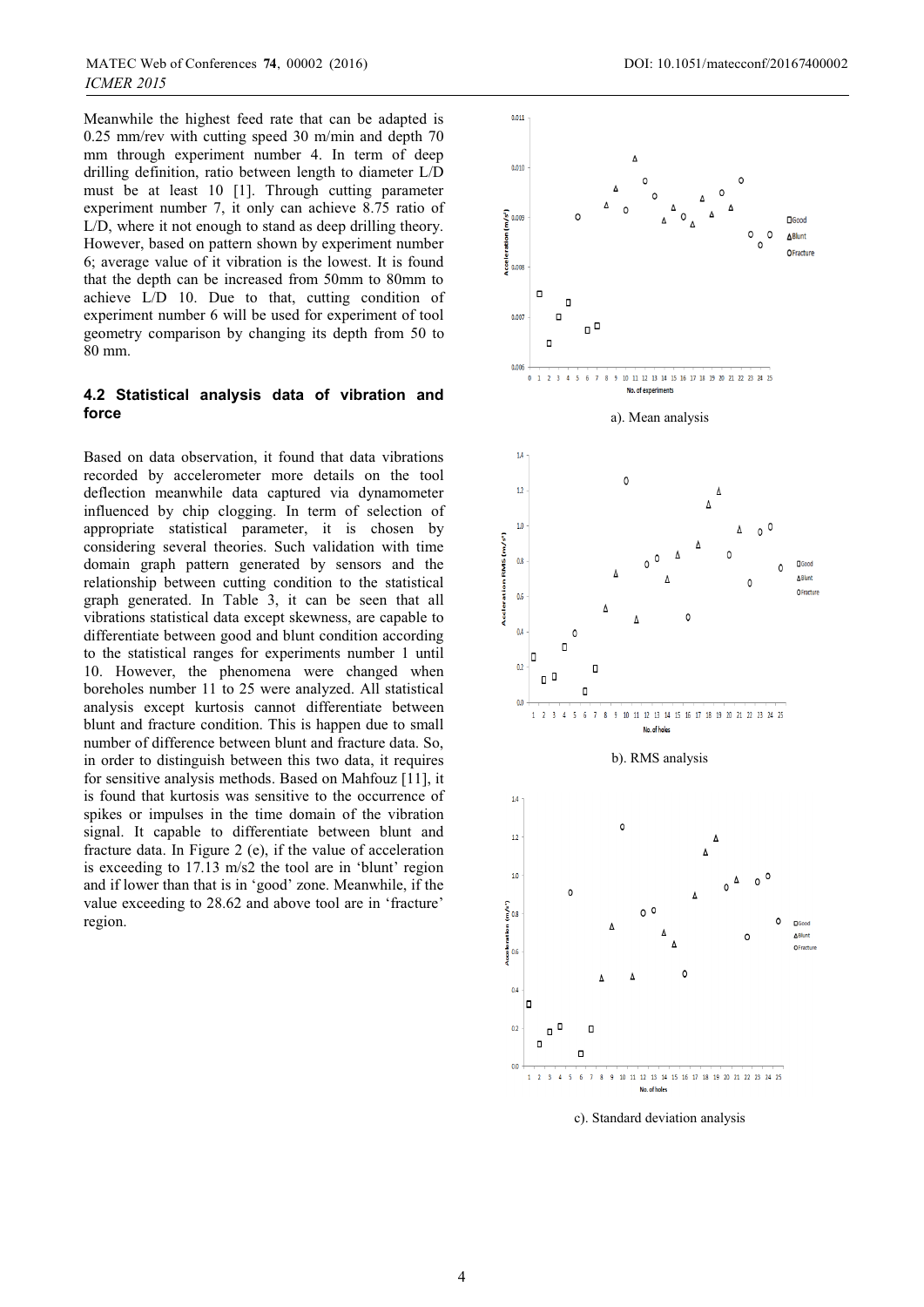Meanwhile the highest feed rate that can be adapted is 0.25 mm/rev with cutting speed 30 m/min and depth 70 mm through experiment number 4. In term of deep drilling definition, ratio between length to diameter L/D must be at least 10 [1]. Through cutting parameter experiment number 7, it only can achieve 8.75 ratio of L/D, where it not enough to stand as deep drilling theory. However, based on pattern shown by experiment number 6; average value of it vibration is the lowest. It is found that the depth can be increased from 50mm to 80mm to achieve L/D 10. Due to that, cutting condition of experiment number 6 will be used for experiment of tool geometry comparison by changing its depth from 50 to 80 mm.

### 4.2 Statistical analysis data of vibration and force

Based on data observation, it found that data vibrations recorded by accelerometer more details on the tool deflection meanwhile data captured via dynamometer influenced by chip clogging. In term of selection of appropriate statistical parameter, it is chosen by considering several theories. Such validation with time domain graph pattern generated by sensors and the relationship between cutting condition to the statistical graph generated. In Table 3, it can be seen that all vibrations statistical data except skewness, are capable to differentiate between good and blunt condition according to the statistical ranges for experiments number 1 until 10. However, the phenomena were changed when boreholes number 11 to 25 were analyzed. All statistical analysis except kurtosis cannot differentiate between blunt and fracture condition. This is happen due to small number of difference between blunt and fracture data. So, in order to distinguish between this two data, it requires for sensitive analysis methods. Based on Mahfouz [11], it is found that kurtosis was sensitive to the occurrence of spikes or impulses in the time domain of the vibration signal. It capable to differentiate between blunt and fracture data. In Figure 2 (e), if the value of acceleration is exceeding to 17.13 m/s2 the tool are in 'blunt' region and if lower than that is in 'good' zone. Meanwhile, if the value exceeding to 28.62 and above tool are in 'fracture' region.

a). Mean analysis

b). RMS analysis

c). Standard deviation analysis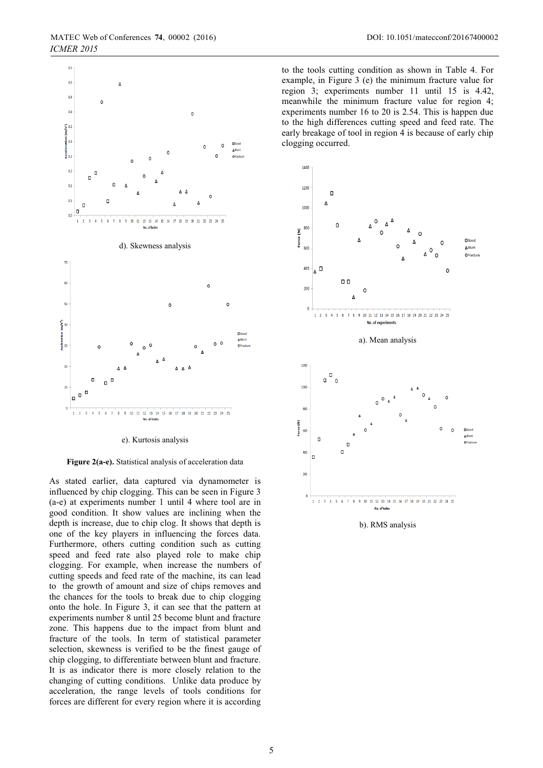d). Skewness analysis

e). Kurtosis analysis

**Figure 2(a-e).** Statistical analysis of acceleration data

As stated earlier, data captured via dynamometer is influenced by chip clogging. This can be seen in Figure 3 (a-e) at experiments number 1 until 4 where tool are in good condition. It show values are inclining when the depth is increase, due to chip clog. It shows that depth is one of the key players in influencing the forces data. Furthermore, others cutting condition such as cutting speed and feed rate also played role to make chip clogging. For example, when increase the numbers of cutting speeds and feed rate of the machine, its can lead to the growth of amount and size of chips removes and the chances for the tools to break due to chip clogging onto the hole. In Figure 3, it can see that the pattern at experiments number 8 until 25 become blunt and fracture zone. This happens due to the impact from blunt and fracture of the tools. In term of statistical parameter selection, skewness is verified to be the finest gauge of chip clogging, to differentiate between blunt and fracture. It is as indicator there is more closely relation to the changing of cutting conditions. Unlike data produce by acceleration, the range levels of tools conditions for forces are different for every region where it is according to the tools cutting condition as shown in Table 4. For example, in Figure 3 (e) the minimum fracture value for region 3; experiments number 11 until 15 is 4.42, meanwhile the minimum fracture value for region 4; experiments number 16 to 20 is 2.54. This is happen due to the high differences cutting speed and feed rate. The early breakage of tool in region 4 is because of early chip clogging occurred.

a). Mean analysis

b). RMS analysis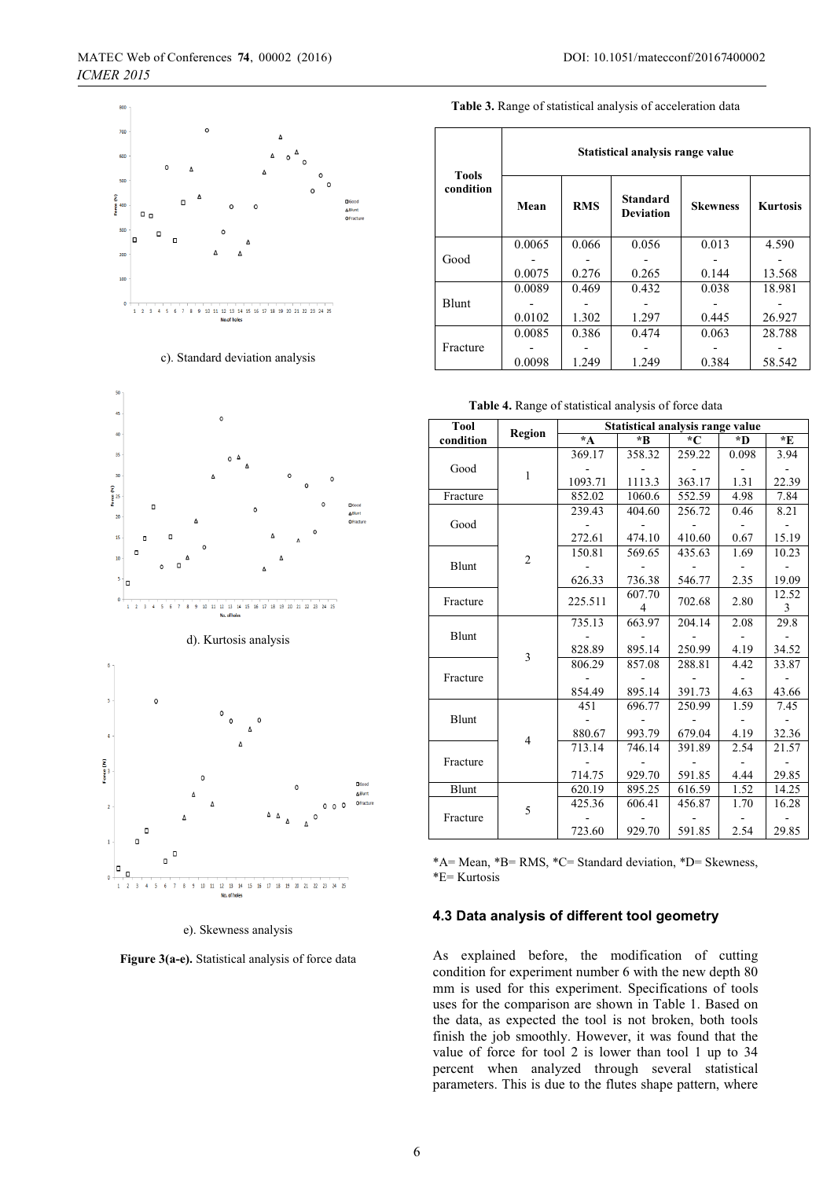c). Standard deviation analysis

d). Kurtosis analysis

e). Skewness analysis

**Figure 3(a-e).** Statistical analysis of force data

**Table 3.** Range of statistical analysis of acceleration data

| Tools condition | Statistical analysis range value | | | | |
|---|---|---|---|---|---|
| | Mean | RMS | Standard Deviation | Skewness | Kurtosis |
| Good | 0.0065 - 0.0075 | 0.066 - 0.276 | 0.056 - 0.265 | 0.013 - 0.144 | 4.590 - 13.568 |
| Blunt | 0.0089 - 0.0102 | 0.469 - 1.302 | 0.432 - 1.297 | 0.038 - 0.445 | 18.981 - 26.927 |
| Fracture | 0.0085 - 0.0098 | 0.386 - 1.249 | 0.474 - 1.249 | 0.063 - 0.384 | 28.788 - 58.542 |

**Table 4.** Range of statistical analysis of force data

| Tool condition | Region | Statistical analysis range value | | | | |
|---|---|---|---|---|---|---|
| | | *A | *B | *C | *D | *E |
| Good | 1 | 369.17 - 1093.71 | 358.32 - 1113.3 | 259.22 - 363.17 | 0.098 - 1.31 | 3.94 - 22.39 |
| Fracture | 1 | 852.02 | 1060.6 | 552.59 | 4.98 | 7.84 |
| Good | 2 | 239.43 - 272.61 | 404.60 - 474.10 | 256.72 - 410.60 | 0.46 - 0.67 | 8.21 - 15.19 |
| Blunt | 2 | 150.81 - 626.33 | 569.65 - 736.38 | 435.63 - 546.77 | 1.69 - 2.35 | 10.23 - 19.09 |
| Fracture | 2 | 225.511 | 607.704 | 702.68 | 2.80 | 12.523 |
| Blunt | 3 | 735.13 - 828.89 | 663.97 - 895.14 | 204.14 - 250.99 | 2.08 - 4.19 | 29.8 - 34.52 |
| Fracture | 3 | 806.29 - 854.49 | 857.08 - 895.14 | 288.81 - 391.73 | 4.42 - 4.63 | 33.87 - 43.66 |
| Blunt | 4 | 451 - 880.67 | 696.77 - 993.79 | 250.99 - 679.04 | 1.59 - 4.19 | 7.45 - 32.36 |
| Fracture | 4 | 713.14 - 714.75 | 746.14 - 929.70 | 391.89 - 591.85 | 2.54 - 4.44 | 21.57 - 29.85 |
| Blunt | 5 | 620.19 | 895.25 | 616.59 | 1.52 | 14.25 |
| Fracture | 5 | 425.36 - 723.60 | 606.41 - 929.70 | 456.87 - 591.85 | 1.70 - 2.54 | 16.28 - 29.85 |

*A= Mean, *B= RMS, *C= Standard deviation, *D= Skewness, *E= Kurtosis

### 4.3 Data analysis of different tool geometry

As explained before, the modification of cutting condition for experiment number 6 with the new depth 80 mm is used for this experiment. Specifications of tools uses for the comparison are shown in Table 1. Based on the data, as expected the tool is not broken, both tools finish the job smoothly. However, it was found that the value of force for tool 2 is lower than tool 1 up to 34 percent when analyzed through several statistical parameters. This is due to the flutes shape pattern, where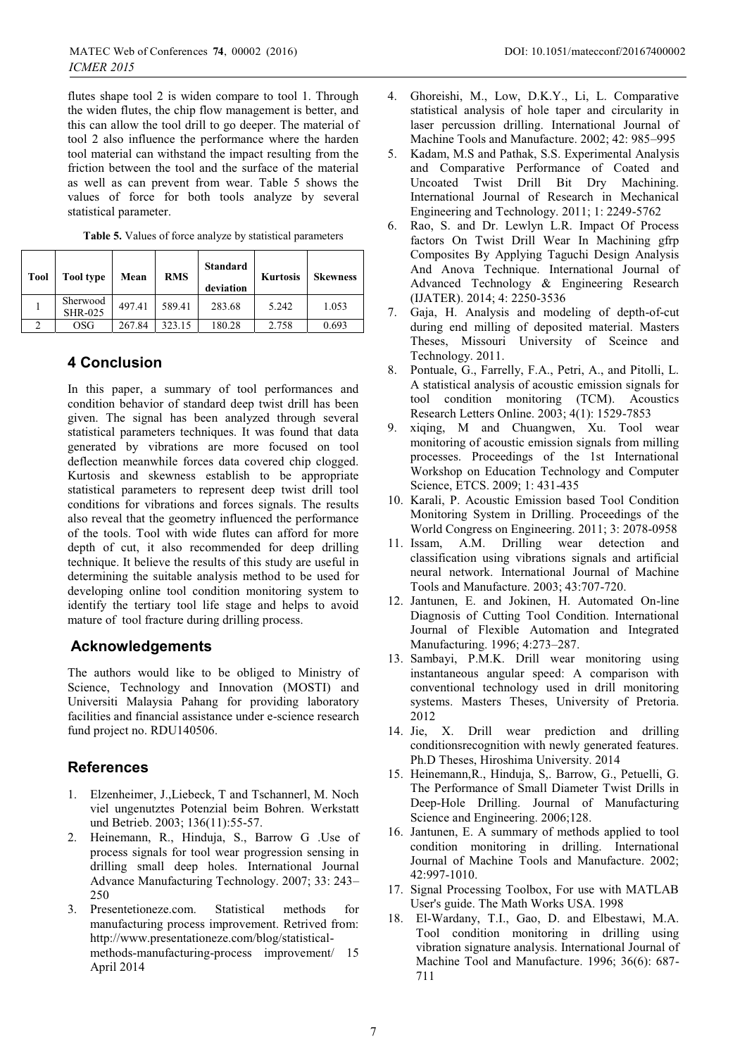flutes shape tool 2 is widen compare to tool 1. Through the widen flutes, the chip flow management is better, and this can allow the tool drill to go deeper. The material of tool 2 also influence the performance where the harden tool material can withstand the impact resulting from the friction between the tool and the surface of the material as well as can prevent from wear. Table 5 shows the values of force for both tools analyze by several statistical parameter.

**Table 5.** Values of force analyze by statistical parameters

| Tool | Tool type | Mean | RMS | Standard deviation | Kurtosis | Skewness |
|---|---|---|---|---|---|---|
| 1 | Sherwood SHR-025 | 497.41 | 589.41 | 283.68 | 5.242 | 1.053 |
| 2 | OSG | 267.84 | 323.15 | 180.28 | 2.758 | 0.693 |

## 4 Conclusion

In this paper, a summary of tool performances and condition behavior of standard deep twist drill has been given. The signal has been analyzed through several statistical parameters techniques. It was found that data generated by vibrations are more focused on tool deflection meanwhile forces data covered chip clogged. Kurtosis and skewness establish to be appropriate statistical parameters to represent deep twist drill tool conditions for vibrations and forces signals. The results also reveal that the geometry influenced the performance of the tools. Tool with wide flutes can afford for more depth of cut, it also recommended for deep drilling technique. It believe the results of this study are useful in determining the suitable analysis method to be used for developing online tool condition monitoring system to identify the tertiary tool life stage and helps to avoid mature of tool fracture during drilling process.

## Acknowledgements

The authors would like to be obliged to Ministry of Science, Technology and Innovation (MOSTI) and Universiti Malaysia Pahang for providing laboratory facilities and financial assistance under e-science research fund project no. RDU140506.

## References

1. Elzenheimer, J.,Liebeck, T and Tschannerl, M. Noch viel ungenutztes Potenzial beim Bohren. Werkstatt und Betrieb. 2003; 136(11):55-57.
2. Heinemann, R., Hinduja, S., Barrow G .Use of process signals for tool wear progression sensing in drilling small deep holes. International Journal Advance Manufacturing Technology. 2007; 33: 243–250
3. Presentetioneze.com. Statistical methods for manufacturing process improvement. Retrived from: http://www.presentationeze.com/blog/statistical-methods-manufacturing-process improvement/ 15 April 2014
4. Ghoreishi, M., Low, D.K.Y., Li, L. Comparative statistical analysis of hole taper and circularity in laser percussion drilling. International Journal of Machine Tools and Manufacture. 2002; 42: 985–995
5. Kadam, M.S and Pathak, S.S. Experimental Analysis and Comparative Performance of Coated and Uncoated Twist Drill Bit Dry Machining. International Journal of Research in Mechanical Engineering and Technology. 2011; 1: 2249-5762
6. Rao, S. and Dr. Lewlyn L.R. Impact Of Process factors On Twist Drill Wear In Machining gfrp Composites By Applying Taguchi Design Analysis And Anova Technique. International Journal of Advanced Technology & Engineering Research (IJATER). 2014; 4: 2250-3536
7. Gaja, H. Analysis and modeling of depth-of-cut during end milling of deposited material. Masters Theses, Missouri University of Sceince and Technology. 2011.
8. Pontuale, G., Farrelly, F.A., Petri, A., and Pitolli, L. A statistical analysis of acoustic emission signals for tool condition monitoring (TCM). Acoustics Research Letters Online. 2003; 4(1): 1529-7853
9. xiqing, M and Chuangwen, Xu. Tool wear monitoring of acoustic emission signals from milling processes. Proceedings of the 1st International Workshop on Education Technology and Computer Science, ETCS. 2009; 1: 431-435
10. Karali, P. Acoustic Emission based Tool Condition Monitoring System in Drilling. Proceedings of the World Congress on Engineering. 2011; 3: 2078-0958
11. Issam, A.M. Drilling wear detection and classification using vibrations signals and artificial neural network. International Journal of Machine Tools and Manufacture. 2003; 43:707-720.
12. Jantunen, E. and Jokinen, H. Automated On-line Diagnosis of Cutting Tool Condition. International Journal of Flexible Automation and Integrated Manufacturing. 1996; 4:273–287.
13. Sambayi, P.M.K. Drill wear monitoring using instantaneous angular speed: A comparison with conventional technology used in drill monitoring systems. Masters Theses, University of Pretoria. 2012
14. Jie, X. Drill wear prediction and drilling conditionsrecognition with newly generated features. Ph.D Theses, Hiroshima University. 2014
15. Heinemann,R., Hinduja, S,. Barrow, G., Petuelli, G. The Performance of Small Diameter Twist Drills in Deep-Hole Drilling. Journal of Manufacturing Science and Engineering. 2006;128.
16. Jantunen, E. A summary of methods applied to tool condition monitoring in drilling. International Journal of Machine Tools and Manufacture. 2002; 42:997-1010.
17. Signal Processing Toolbox, For use with MATLAB User's guide. The Math Works USA. 1998
18. El-Wardany, T.I., Gao, D. and Elbestawi, M.A. Tool condition monitoring in drilling using vibration signature analysis. International Journal of Machine Tool and Manufacture. 1996; 36(6): 687-711